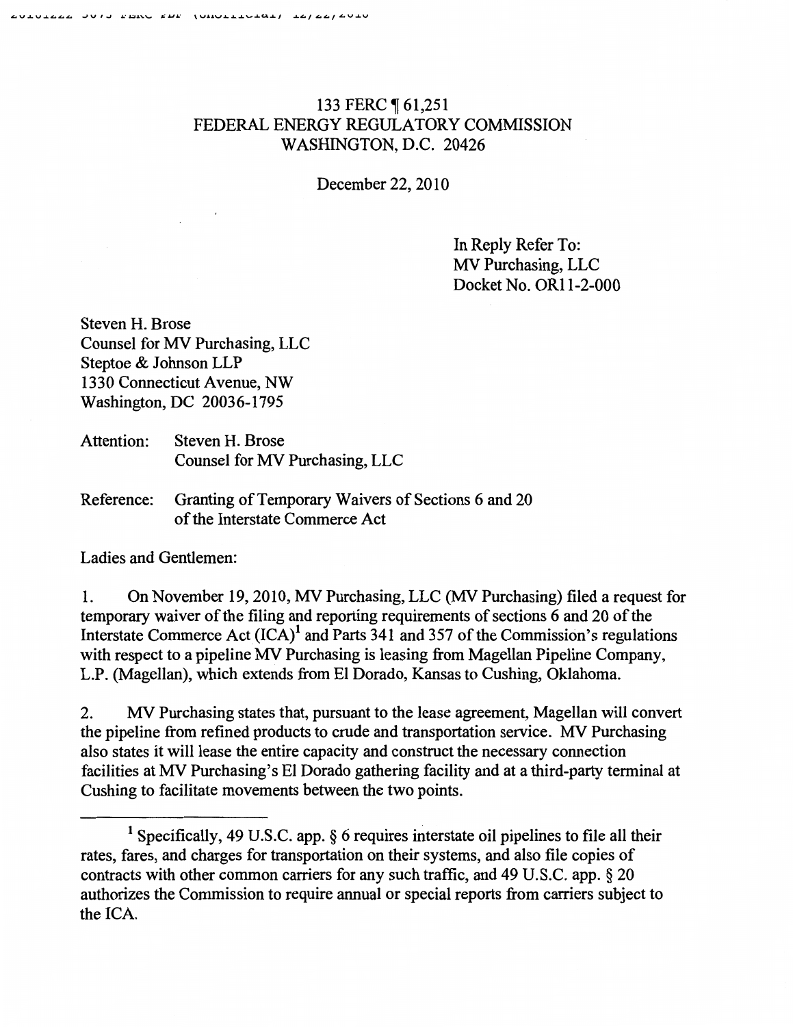133 FERC ¶ 61,251
FEDERAL ENERGY REGULATORY COMMISSION
WASHINGTON, D.C. 20426

December 22, 2010

In Reply Refer To:
MV Purchasing, LLC
Docket No. OR11-2-000

Steven H. Brose
Counsel for MV Purchasing, LLC
Steptoe & Johnson LLP
1330 Connecticut Avenue, NW
Washington, DC 20036-1795

Attention: Steven H. Brose
Counsel for MV Purchasing, LLC

Reference: Granting of Temporary Waivers of Sections 6 and 20 of the Interstate Commerce Act

Ladies and Gentlemen:

1. On November 19, 2010, MV Purchasing, LLC (MV Purchasing) filed a request for temporary waiver of the filing and reporting requirements of sections 6 and 20 of the Interstate Commerce Act (ICA)[1] and Parts 341 and 357 of the Commission's regulations with respect to a pipeline MV Purchasing is leasing from Magellan Pipeline Company, L.P. (Magellan), which extends from El Dorado, Kansas to Cushing, Oklahoma.

2. MV Purchasing states that, pursuant to the lease agreement, Magellan will convert the pipeline from refined products to crude and transportation service. MV Purchasing also states it will lease the entire capacity and construct the necessary connection facilities at MV Purchasing's El Dorado gathering facility and at a third-party terminal at Cushing to facilitate movements between the two points.

[1] Specifically, 49 U.S.C. app. § 6 requires interstate oil pipelines to file all their rates, fares, and charges for transportation on their systems, and also file copies of contracts with other common carriers for any such traffic, and 49 U.S.C. app. § 20 authorizes the Commission to require annual or special reports from carriers subject to the ICA.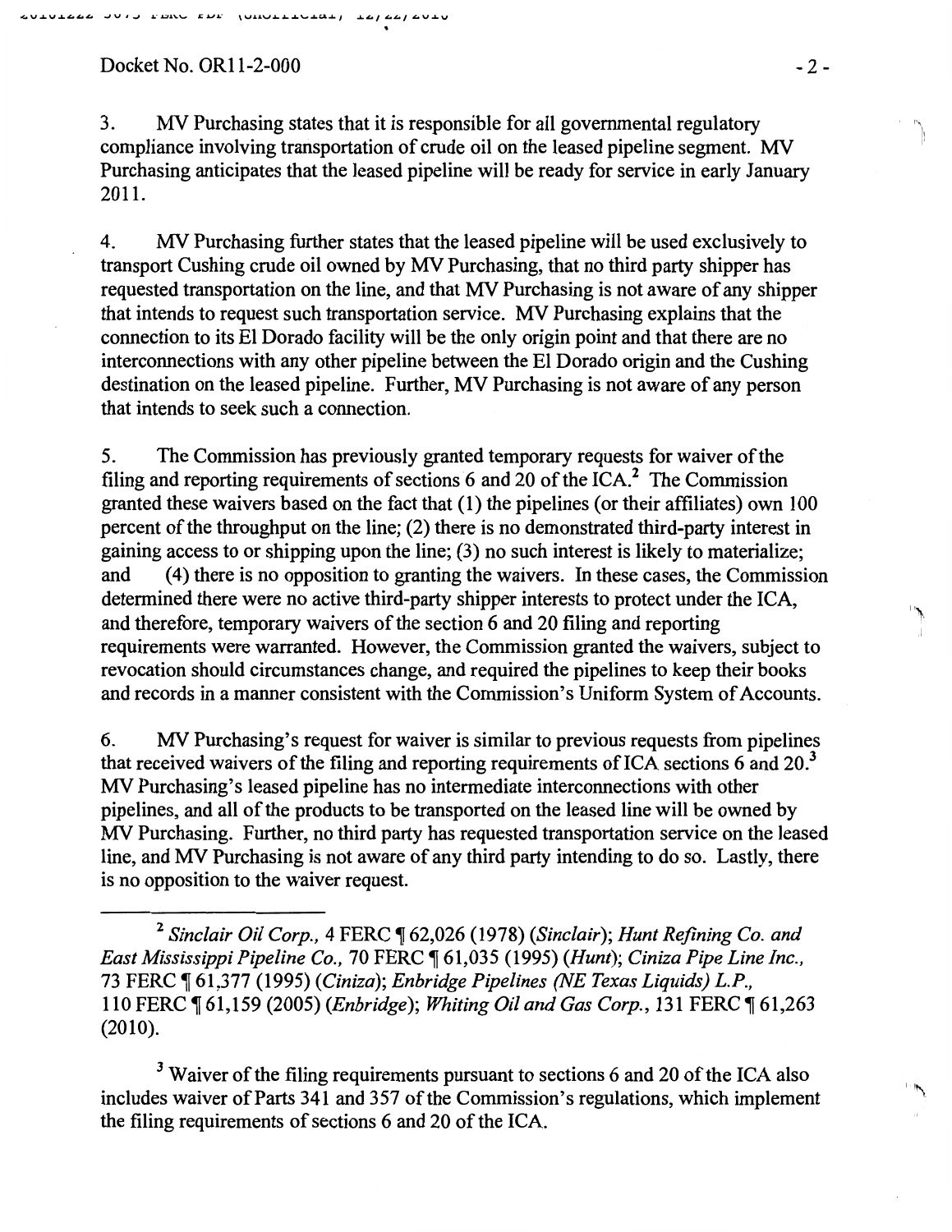Docket No. OR11-2-000

3. MV Purchasing states that it is responsible for all governmental regulatory compliance involving transportation of crude oil on the leased pipeline segment. MV Purchasing anticipates that the leased pipeline will be ready for service in early January 2011.

4. MV Purchasing further states that the leased pipeline will be used exclusively to transport Cushing crude oil owned by MV Purchasing, that no third party shipper has requested transportation on the line, and that MV Purchasing is not aware of any shipper that intends to request such transportation service. MV Purchasing explains that the connection to its El Dorado facility will be the only origin point and that there are no interconnections with any other pipeline between the El Dorado origin and the Cushing destination on the leased pipeline. Further, MV Purchasing is not aware of any person that intends to seek such a connection.

5. The Commission has previously granted temporary requests for waiver of the filing and reporting requirements of sections 6 and 20 of the ICA.[2] The Commission granted these waivers based on the fact that (1) the pipelines (or their affiliates) own 100 percent of the throughput on the line; (2) there is no demonstrated third-party interest in gaining access to or shipping upon the line; (3) no such interest is likely to materialize; and (4) there is no opposition to granting the waivers. In these cases, the Commission determined there were no active third-party shipper interests to protect under the ICA, and therefore, temporary waivers of the section 6 and 20 filing and reporting requirements were warranted. However, the Commission granted the waivers, subject to revocation should circumstances change, and required the pipelines to keep their books and records in a manner consistent with the Commission's Uniform System of Accounts.

6. MV Purchasing's request for waiver is similar to previous requests from pipelines that received waivers of the filing and reporting requirements of ICA sections 6 and 20.[3] MV Purchasing's leased pipeline has no intermediate interconnections with other pipelines, and all of the products to be transported on the leased line will be owned by MV Purchasing. Further, no third party has requested transportation service on the leased line, and MV Purchasing is not aware of any third party intending to do so. Lastly, there is no opposition to the waiver request.

---

[2] *Sinclair Oil Corp.*, 4 FERC ¶ 62,026 (1978) (*Sinclair*); *Hunt Refining Co. and East Mississippi Pipeline Co.*, 70 FERC ¶ 61,035 (1995) (*Hunt*); *Ciniza Pipe Line Inc.*, 73 FERC ¶ 61,377 (1995) (*Ciniza*); *Enbridge Pipelines (NE Texas Liquids) L.P.*, 110 FERC ¶ 61,159 (2005) (*Enbridge*); *Whiting Oil and Gas Corp.*, 131 FERC ¶ 61,263 (2010).

[3] Waiver of the filing requirements pursuant to sections 6 and 20 of the ICA also includes waiver of Parts 341 and 357 of the Commission's regulations, which implement the filing requirements of sections 6 and 20 of the ICA.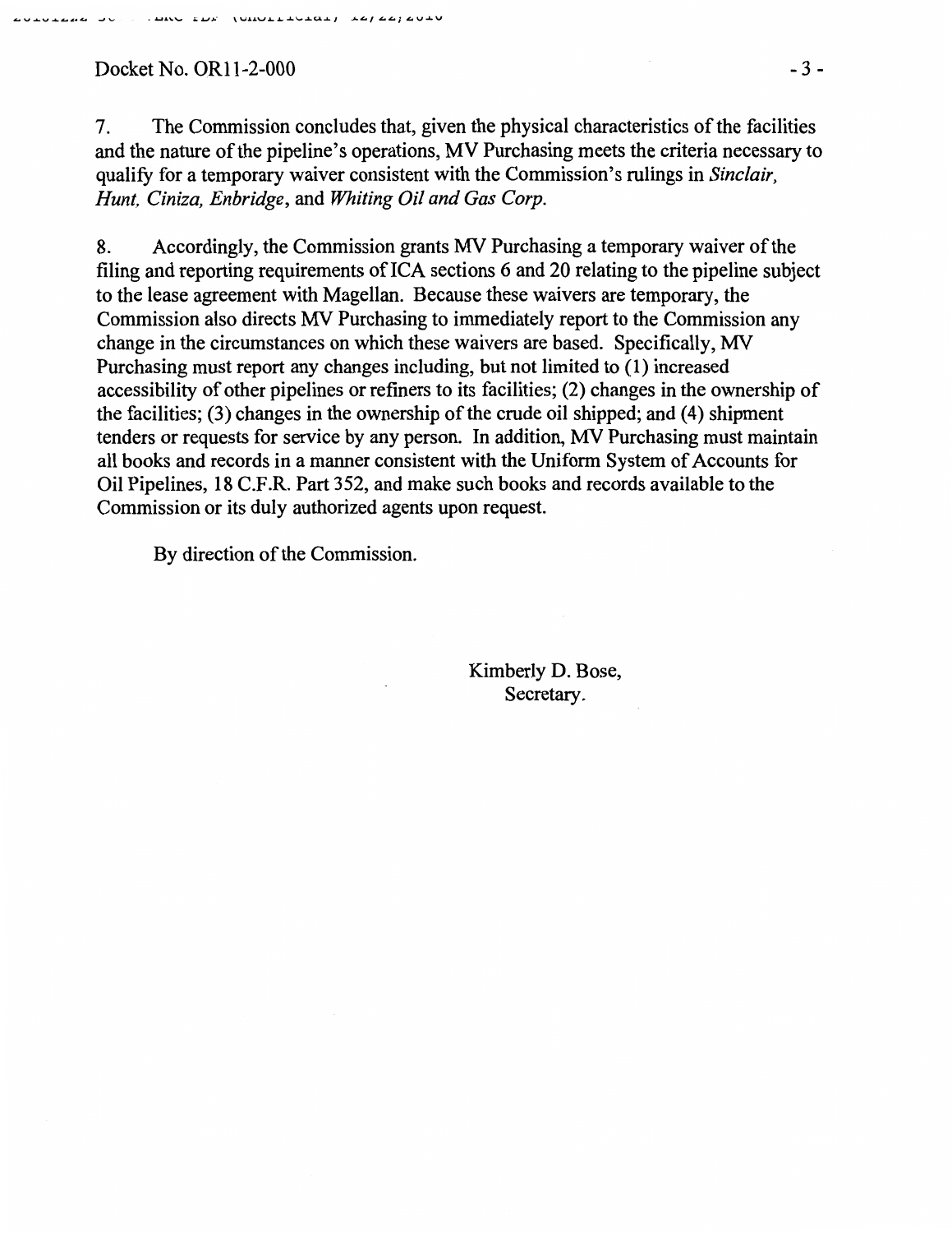7. The Commission concludes that, given the physical characteristics of the facilities and the nature of the pipeline's operations, MV Purchasing meets the criteria necessary to qualify for a temporary waiver consistent with the Commission's rulings in *Sinclair, Hunt, Ciniza, Enbridge*, and *Whiting Oil and Gas Corp.*

8. Accordingly, the Commission grants MV Purchasing a temporary waiver of the filing and reporting requirements of ICA sections 6 and 20 relating to the pipeline subject to the lease agreement with Magellan. Because these waivers are temporary, the Commission also directs MV Purchasing to immediately report to the Commission any change in the circumstances on which these waivers are based. Specifically, MV Purchasing must report any changes including, but not limited to (1) increased accessibility of other pipelines or refiners to its facilities; (2) changes in the ownership of the facilities; (3) changes in the ownership of the crude oil shipped; and (4) shipment tenders or requests for service by any person. In addition, MV Purchasing must maintain all books and records in a manner consistent with the Uniform System of Accounts for Oil Pipelines, 18 C.F.R. Part 352, and make such books and records available to the Commission or its duly authorized agents upon request.

By direction of the Commission.

Kimberly D. Bose,
Secretary.